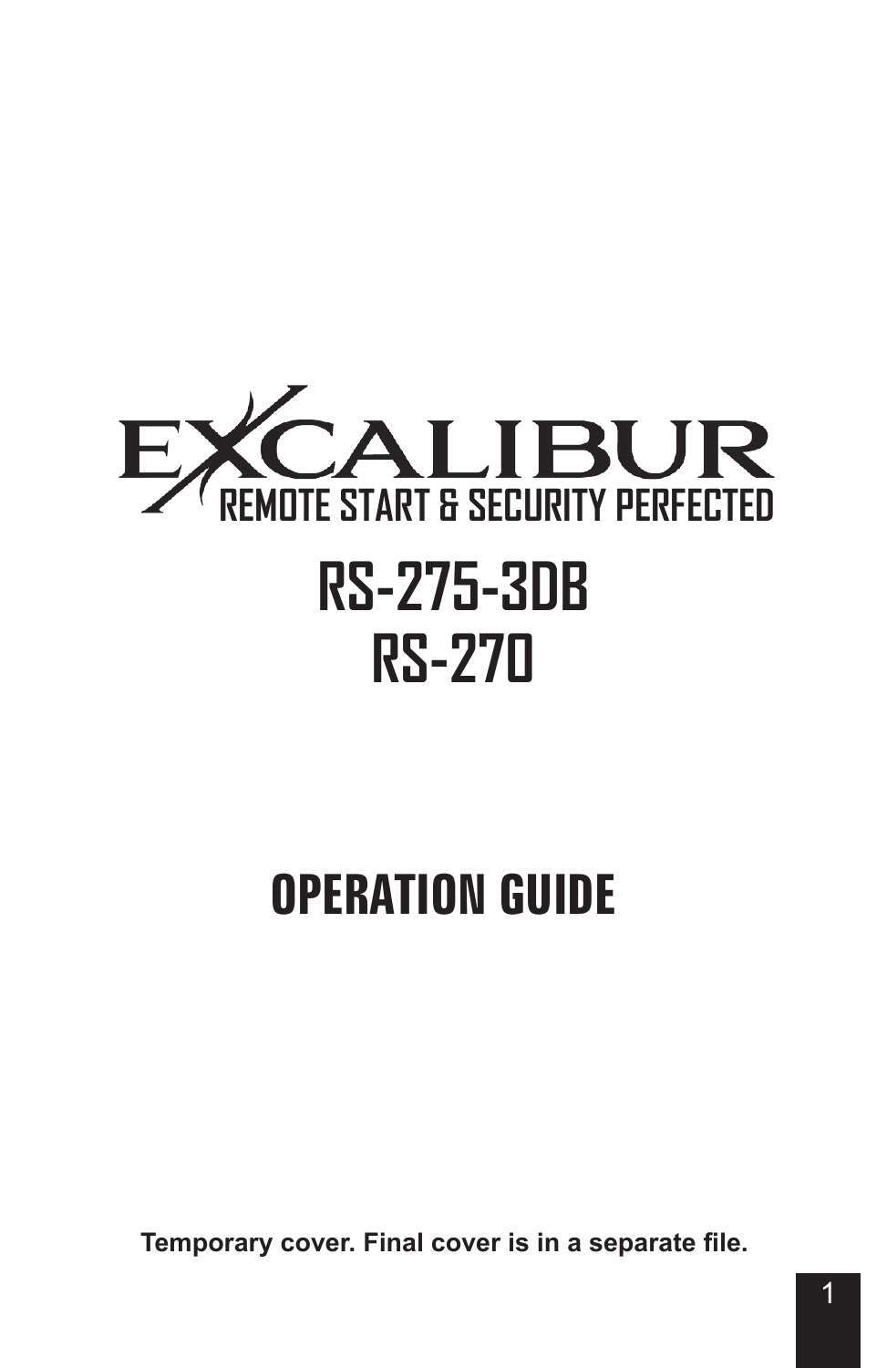# EXCALIBUR

REMOTE START & SECURITY PERFECTED

# RS-275-3DB
# RS-270

## OPERATION GUIDE

**Temporary cover. Final cover is in a separate file.**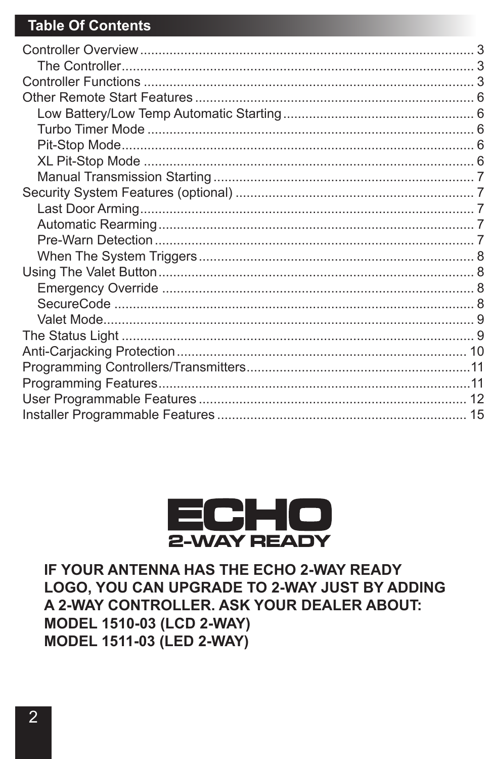## Table Of Contents

- Controller Overview ... 3
  - The Controller ... 3
- Controller Functions ... 3
- Other Remote Start Features ... 6
  - Low Battery/Low Temp Automatic Starting ... 6
  - Turbo Timer Mode ... 6
  - Pit-Stop Mode ... 6
  - XL Pit-Stop Mode ... 6
  - Manual Transmission Starting ... 7
- Security System Features (optional) ... 7
  - Last Door Arming ... 7
  - Automatic Rearming ... 7
  - Pre-Warn Detection ... 7
  - When The System Triggers ... 8
- Using The Valet Button ... 8
  - Emergency Override ... 8
  - SecureCode ... 8
  - Valet Mode ... 9
- The Status Light ... 9
- Anti-Carjacking Protection ... 10
- Programming Controllers/Transmitters ... 11
- Programming Features ... 11
- User Programmable Features ... 12
- Installer Programmable Features ... 15

**ECHO**
**2-WAY READY**

**IF YOUR ANTENNA HAS THE ECHO 2-WAY READY LOGO, YOU CAN UPGRADE TO 2-WAY JUST BY ADDING A 2-WAY CONTROLLER. ASK YOUR DEALER ABOUT:**
**MODEL 1510-03 (LCD 2-WAY)**
**MODEL 1511-03 (LED 2-WAY)**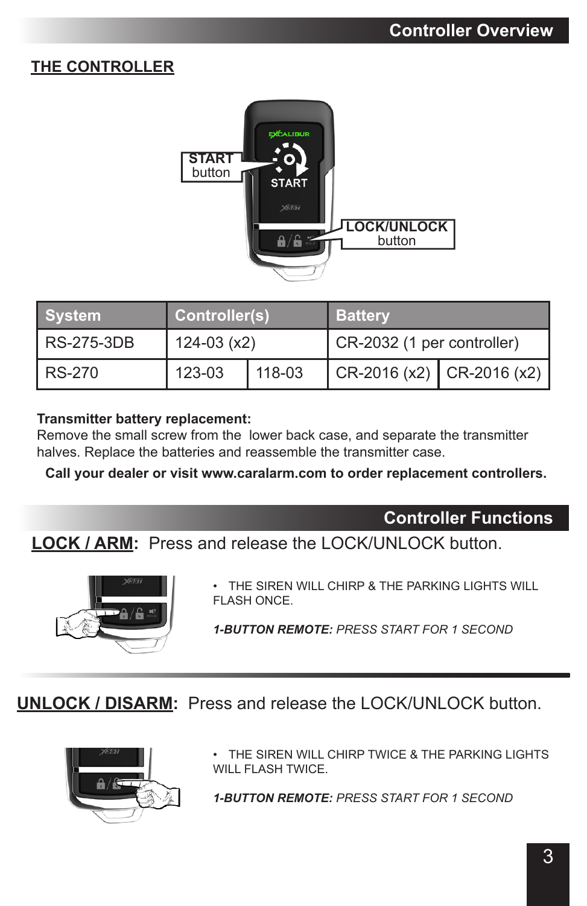# Controller Overview

## THE CONTROLLER

START button

LOCK/UNLOCK button

| System | Controller(s) | | Battery | |
|---|---|---|---|---|
| RS-275-3DB | 124-03 (x2) | | CR-2032 (1 per controller) | |
| RS-270 | 123-03 | 118-03 | CR-2016 (x2) | CR-2016 (x2) |

**Transmitter battery replacement:**
Remove the small screw from the lower back case, and separate the transmitter halves. Replace the batteries and reassemble the transmitter case.

**Call your dealer or visit www.caralarm.com to order replacement controllers.**

# Controller Functions

**LOCK / ARM:** Press and release the LOCK/UNLOCK button.

- THE SIREN WILL CHIRP & THE PARKING LIGHTS WILL FLASH ONCE.

***1-BUTTON REMOTE:*** *PRESS START FOR 1 SECOND*

**UNLOCK / DISARM:** Press and release the LOCK/UNLOCK button.

- THE SIREN WILL CHIRP TWICE & THE PARKING LIGHTS WILL FLASH TWICE.

***1-BUTTON REMOTE:*** *PRESS START FOR 1 SECOND*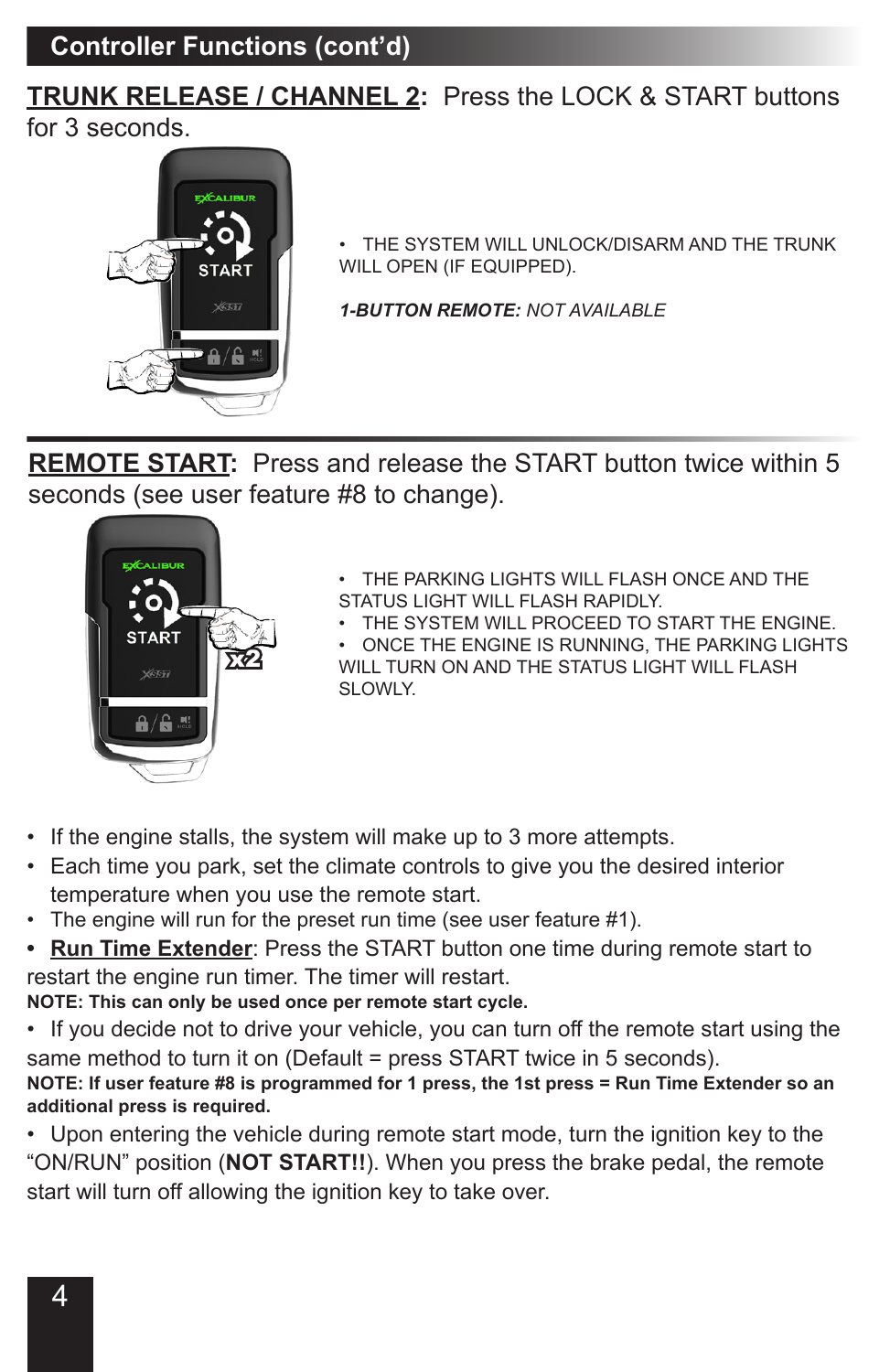## Controller Functions (cont'd)

**TRUNK RELEASE / CHANNEL 2:** Press the LOCK & START buttons for 3 seconds.

- THE SYSTEM WILL UNLOCK/DISARM AND THE TRUNK WILL OPEN (IF EQUIPPED).

***1-BUTTON REMOTE:*** *NOT AVAILABLE*

**REMOTE START:** Press and release the START button twice within 5 seconds (see user feature #8 to change).

- THE PARKING LIGHTS WILL FLASH ONCE AND THE STATUS LIGHT WILL FLASH RAPIDLY.
- THE SYSTEM WILL PROCEED TO START THE ENGINE.
- ONCE THE ENGINE IS RUNNING, THE PARKING LIGHTS WILL TURN ON AND THE STATUS LIGHT WILL FLASH SLOWLY.

- If the engine stalls, the system will make up to 3 more attempts.
- Each time you park, set the climate controls to give you the desired interior temperature when you use the remote start.
- The engine will run for the preset run time (see user feature #1).
- **Run Time Extender**: Press the START button one time during remote start to restart the engine run timer. The timer will restart.

**NOTE: This can only be used once per remote start cycle.**

- If you decide not to drive your vehicle, you can turn off the remote start using the same method to turn it on (Default = press START twice in 5 seconds).

**NOTE: If user feature #8 is programmed for 1 press, the 1st press = Run Time Extender so an additional press is required.**

- Upon entering the vehicle during remote start mode, turn the ignition key to the "ON/RUN" position (**NOT START!!**). When you press the brake pedal, the remote start will turn off allowing the ignition key to take over.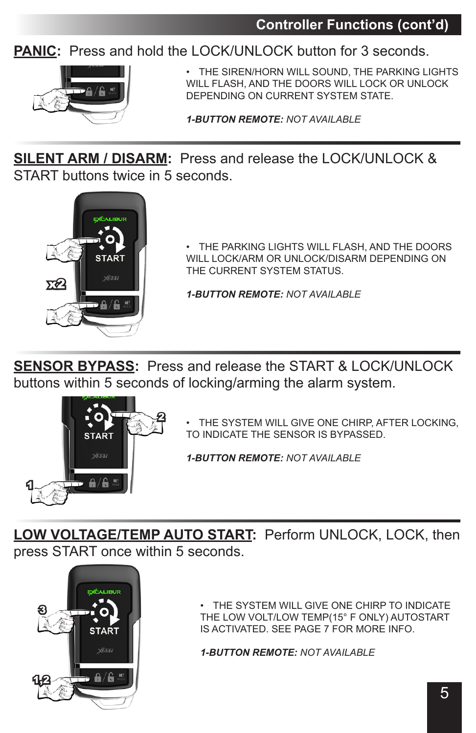## Controller Functions (cont'd)

**PANIC**: Press and hold the LOCK/UNLOCK button for 3 seconds.

- THE SIREN/HORN WILL SOUND, THE PARKING LIGHTS WILL FLASH, AND THE DOORS WILL LOCK OR UNLOCK DEPENDING ON CURRENT SYSTEM STATE.

***1-BUTTON REMOTE:*** *NOT AVAILABLE*

**SILENT ARM / DISARM**: Press and release the LOCK/UNLOCK & START buttons twice in 5 seconds.

- THE PARKING LIGHTS WILL FLASH, AND THE DOORS WILL LOCK/ARM OR UNLOCK/DISARM DEPENDING ON THE CURRENT SYSTEM STATUS.

***1-BUTTON REMOTE:*** *NOT AVAILABLE*

**SENSOR BYPASS**: Press and release the START & LOCK/UNLOCK buttons within 5 seconds of locking/arming the alarm system.

- THE SYSTEM WILL GIVE ONE CHIRP, AFTER LOCKING, TO INDICATE THE SENSOR IS BYPASSED.

***1-BUTTON REMOTE:*** *NOT AVAILABLE*

**LOW VOLTAGE/TEMP AUTO START**: Perform UNLOCK, LOCK, then press START once within 5 seconds.

- THE SYSTEM WILL GIVE ONE CHIRP TO INDICATE THE LOW VOLT/LOW TEMP(15° F ONLY) AUTOSTART IS ACTIVATED. SEE PAGE 7 FOR MORE INFO.

***1-BUTTON REMOTE:*** *NOT AVAILABLE*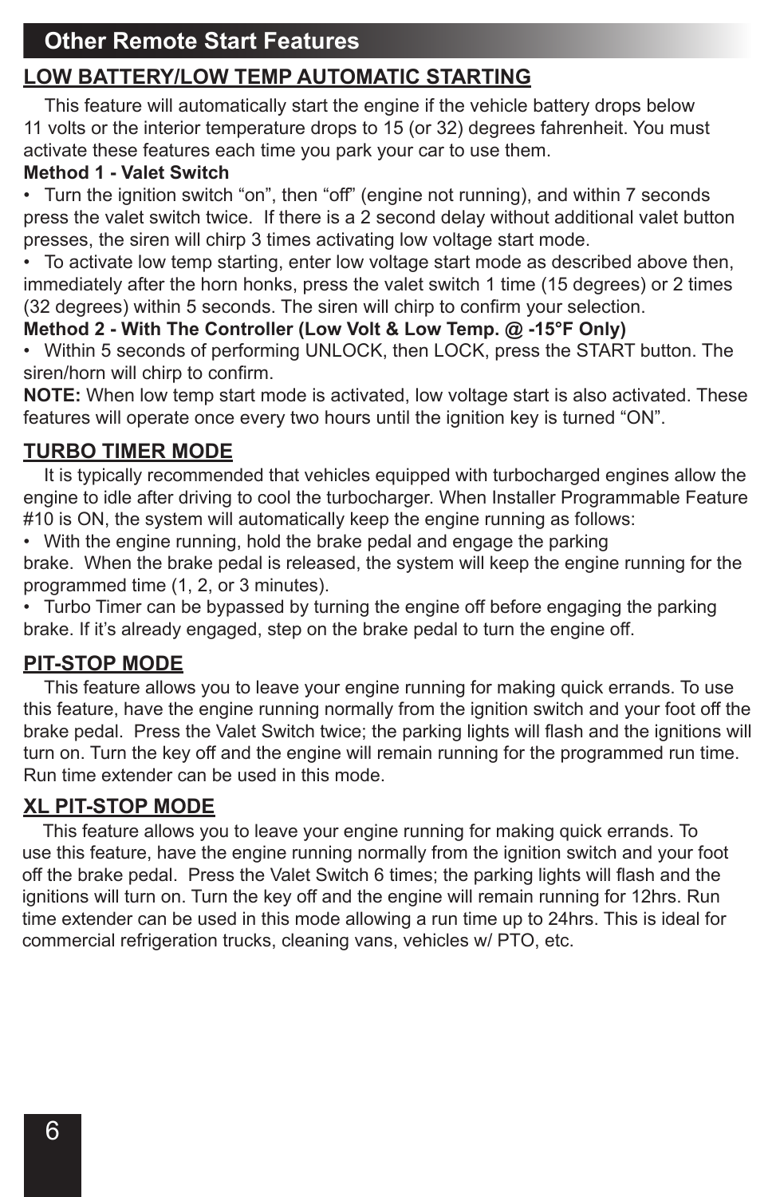## Other Remote Start Features

### LOW BATTERY/LOW TEMP AUTOMATIC STARTING

This feature will automatically start the engine if the vehicle battery drops below 11 volts or the interior temperature drops to 15 (or 32) degrees fahrenheit. You must activate these features each time you park your car to use them.

**Method 1 - Valet Switch**

- Turn the ignition switch "on", then "off" (engine not running), and within 7 seconds press the valet switch twice. If there is a 2 second delay without additional valet button presses, the siren will chirp 3 times activating low voltage start mode.
- To activate low temp starting, enter low voltage start mode as described above then, immediately after the horn honks, press the valet switch 1 time (15 degrees) or 2 times (32 degrees) within 5 seconds. The siren will chirp to confirm your selection.

**Method 2 - With The Controller (Low Volt & Low Temp. @ -15°F Only)**

- Within 5 seconds of performing UNLOCK, then LOCK, press the START button. The siren/horn will chirp to confirm.

**NOTE:** When low temp start mode is activated, low voltage start is also activated. These features will operate once every two hours until the ignition key is turned "ON".

### TURBO TIMER MODE

It is typically recommended that vehicles equipped with turbocharged engines allow the engine to idle after driving to cool the turbocharger. When Installer Programmable Feature #10 is ON, the system will automatically keep the engine running as follows:

- With the engine running, hold the brake pedal and engage the parking brake. When the brake pedal is released, the system will keep the engine running for the programmed time (1, 2, or 3 minutes).
- Turbo Timer can be bypassed by turning the engine off before engaging the parking brake. If it's already engaged, step on the brake pedal to turn the engine off.

### PIT-STOP MODE

This feature allows you to leave your engine running for making quick errands. To use this feature, have the engine running normally from the ignition switch and your foot off the brake pedal. Press the Valet Switch twice; the parking lights will flash and the ignitions will turn on. Turn the key off and the engine will remain running for the programmed run time. Run time extender can be used in this mode.

### XL PIT-STOP MODE

This feature allows you to leave your engine running for making quick errands. To use this feature, have the engine running normally from the ignition switch and your foot off the brake pedal. Press the Valet Switch 6 times; the parking lights will flash and the ignitions will turn on. Turn the key off and the engine will remain running for 12hrs. Run time extender can be used in this mode allowing a run time up to 24hrs. This is ideal for commercial refrigeration trucks, cleaning vans, vehicles w/ PTO, etc.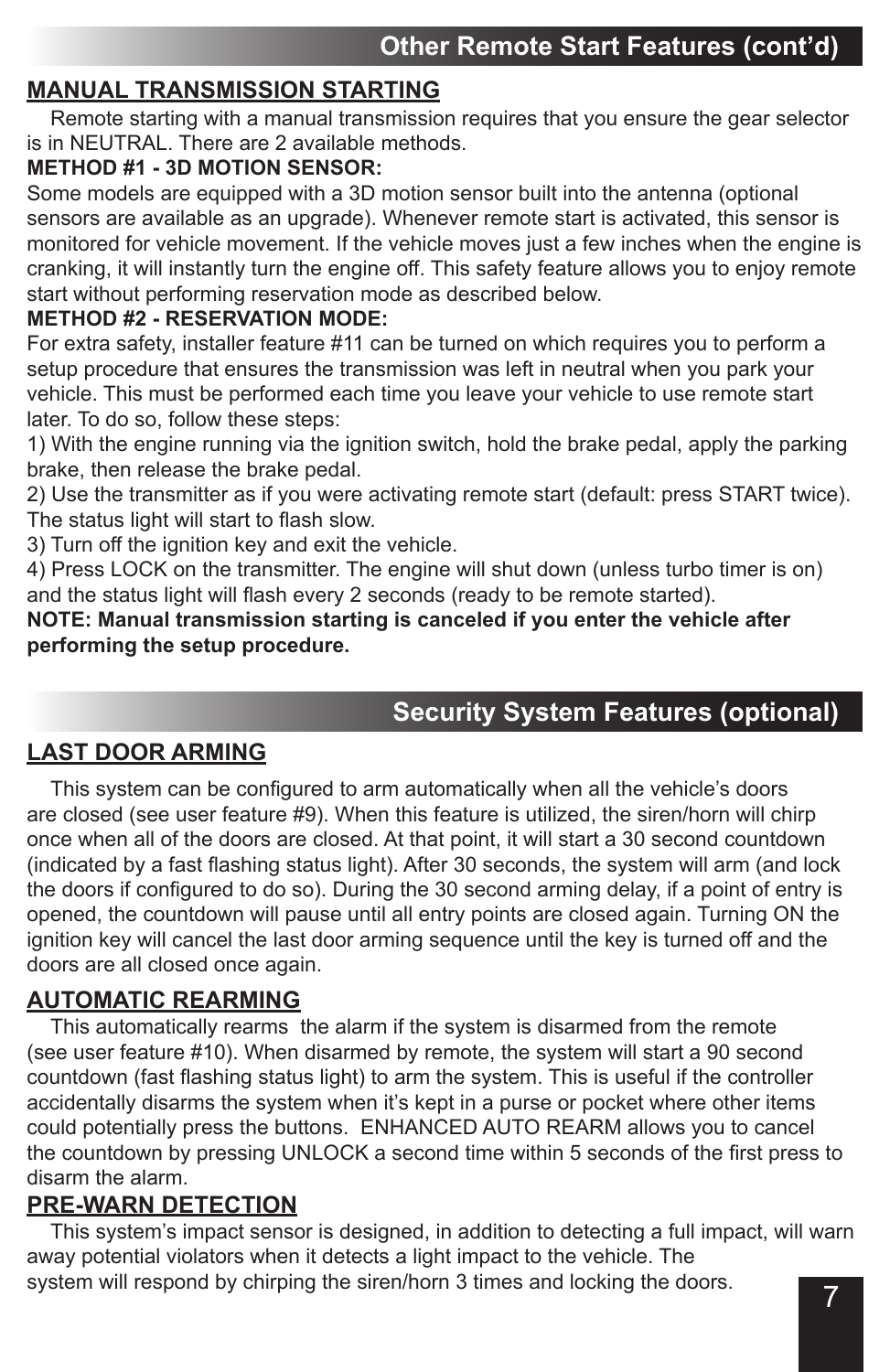## Other Remote Start Features (cont'd)

### MANUAL TRANSMISSION STARTING

Remote starting with a manual transmission requires that you ensure the gear selector is in NEUTRAL. There are 2 available methods.

**METHOD #1 - 3D MOTION SENSOR:**

Some models are equipped with a 3D motion sensor built into the antenna (optional sensors are available as an upgrade). Whenever remote start is activated, this sensor is monitored for vehicle movement. If the vehicle moves just a few inches when the engine is cranking, it will instantly turn the engine off. This safety feature allows you to enjoy remote start without performing reservation mode as described below.

**METHOD #2 - RESERVATION MODE:**

For extra safety, installer feature #11 can be turned on which requires you to perform a setup procedure that ensures the transmission was left in neutral when you park your vehicle. This must be performed each time you leave your vehicle to use remote start later. To do so, follow these steps:

1) With the engine running via the ignition switch, hold the brake pedal, apply the parking brake, then release the brake pedal.

2) Use the transmitter as if you were activating remote start (default: press START twice). The status light will start to flash slow.

3) Turn off the ignition key and exit the vehicle.

4) Press LOCK on the transmitter. The engine will shut down (unless turbo timer is on) and the status light will flash every 2 seconds (ready to be remote started).

**NOTE: Manual transmission starting is canceled if you enter the vehicle after performing the setup procedure.**

## Security System Features (optional)

### LAST DOOR ARMING

This system can be configured to arm automatically when all the vehicle's doors are closed (see user feature #9). When this feature is utilized, the siren/horn will chirp once when all of the doors are closed. At that point, it will start a 30 second countdown (indicated by a fast flashing status light). After 30 seconds, the system will arm (and lock the doors if configured to do so). During the 30 second arming delay, if a point of entry is opened, the countdown will pause until all entry points are closed again. Turning ON the ignition key will cancel the last door arming sequence until the key is turned off and the doors are all closed once again.

### AUTOMATIC REARMING

This automatically rearms the alarm if the system is disarmed from the remote (see user feature #10). When disarmed by remote, the system will start a 90 second countdown (fast flashing status light) to arm the system. This is useful if the controller accidentally disarms the system when it's kept in a purse or pocket where other items could potentially press the buttons. ENHANCED AUTO REARM allows you to cancel the countdown by pressing UNLOCK a second time within 5 seconds of the first press to disarm the alarm.

### PRE-WARN DETECTION

This system's impact sensor is designed, in addition to detecting a full impact, will warn away potential violators when it detects a light impact to the vehicle. The system will respond by chirping the siren/horn 3 times and locking the doors.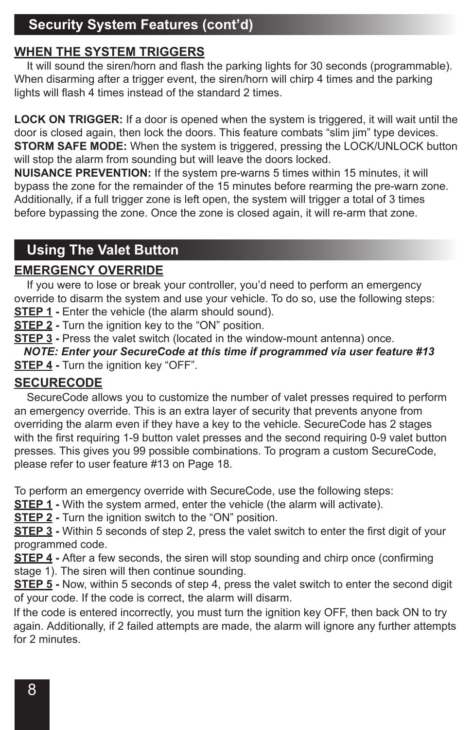## Security System Features (cont'd)

### WHEN THE SYSTEM TRIGGERS

It will sound the siren/horn and flash the parking lights for 30 seconds (programmable). When disarming after a trigger event, the siren/horn will chirp 4 times and the parking lights will flash 4 times instead of the standard 2 times.

**LOCK ON TRIGGER:** If a door is opened when the system is triggered, it will wait until the door is closed again, then lock the doors. This feature combats "slim jim" type devices.
**STORM SAFE MODE:** When the system is triggered, pressing the LOCK/UNLOCK button will stop the alarm from sounding but will leave the doors locked.
**NUISANCE PREVENTION:** If the system pre-warns 5 times within 15 minutes, it will bypass the zone for the remainder of the 15 minutes before rearming the pre-warn zone. Additionally, if a full trigger zone is left open, the system will trigger a total of 3 times before bypassing the zone. Once the zone is closed again, it will re-arm that zone.

## Using The Valet Button

### EMERGENCY OVERRIDE

If you were to lose or break your controller, you'd need to perform an emergency override to disarm the system and use your vehicle. To do so, use the following steps:

**STEP 1 -** Enter the vehicle (the alarm should sound).
**STEP 2 -** Turn the ignition key to the "ON" position.
**STEP 3 -** Press the valet switch (located in the window-mount antenna) once.
***NOTE: Enter your SecureCode at this time if programmed via user feature #13***
**STEP 4 -** Turn the ignition key "OFF".

### SECURECODE

SecureCode allows you to customize the number of valet presses required to perform an emergency override. This is an extra layer of security that prevents anyone from overriding the alarm even if they have a key to the vehicle. SecureCode has 2 stages with the first requiring 1-9 button valet presses and the second requiring 0-9 valet button presses. This gives you 99 possible combinations. To program a custom SecureCode, please refer to user feature #13 on Page 18.

To perform an emergency override with SecureCode, use the following steps:

**STEP 1 -** With the system armed, enter the vehicle (the alarm will activate).
**STEP 2 -** Turn the ignition switch to the "ON" position.
**STEP 3 -** Within 5 seconds of step 2, press the valet switch to enter the first digit of your programmed code.
**STEP 4 -** After a few seconds, the siren will stop sounding and chirp once (confirming stage 1). The siren will then continue sounding.
**STEP 5 -** Now, within 5 seconds of step 4, press the valet switch to enter the second digit of your code. If the code is correct, the alarm will disarm.

If the code is entered incorrectly, you must turn the ignition key OFF, then back ON to try again. Additionally, if 2 failed attempts are made, the alarm will ignore any further attempts for 2 minutes.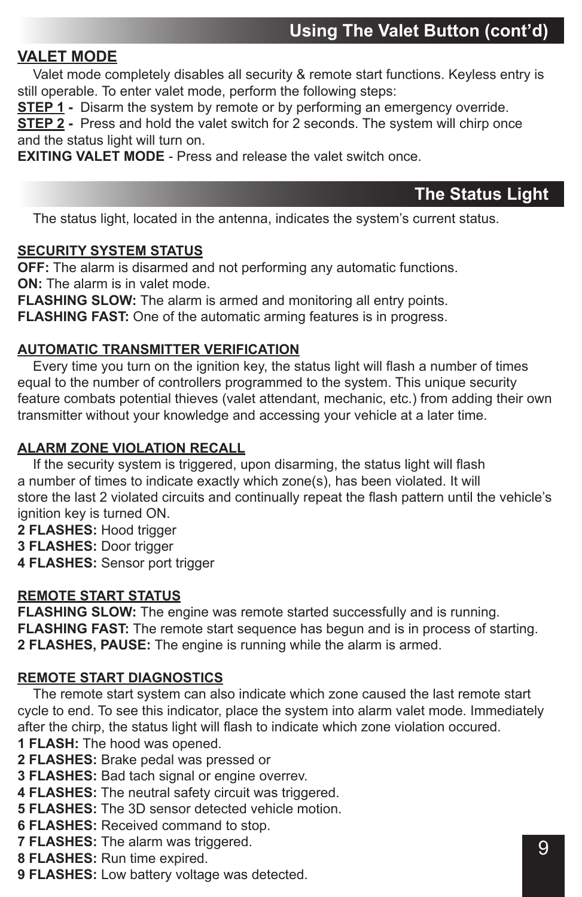## Using The Valet Button (cont'd)

**VALET MODE**

Valet mode completely disables all security & remote start functions. Keyless entry is still operable. To enter valet mode, perform the following steps:

**STEP 1 -** Disarm the system by remote or by performing an emergency override.

**STEP 2 -** Press and hold the valet switch for 2 seconds. The system will chirp once and the status light will turn on.

**EXITING VALET MODE** - Press and release the valet switch once.

## The Status Light

The status light, located in the antenna, indicates the system's current status.

**SECURITY SYSTEM STATUS**

**OFF:** The alarm is disarmed and not performing any automatic functions.
**ON:** The alarm is in valet mode.
**FLASHING SLOW:** The alarm is armed and monitoring all entry points.
**FLASHING FAST:** One of the automatic arming features is in progress.

**AUTOMATIC TRANSMITTER VERIFICATION**

Every time you turn on the ignition key, the status light will flash a number of times equal to the number of controllers programmed to the system. This unique security feature combats potential thieves (valet attendant, mechanic, etc.) from adding their own transmitter without your knowledge and accessing your vehicle at a later time.

**ALARM ZONE VIOLATION RECALL**

If the security system is triggered, upon disarming, the status light will flash a number of times to indicate exactly which zone(s), has been violated. It will store the last 2 violated circuits and continually repeat the flash pattern until the vehicle's ignition key is turned ON.

**2 FLASHES:** Hood trigger
**3 FLASHES:** Door trigger
**4 FLASHES:** Sensor port trigger

**REMOTE START STATUS**

**FLASHING SLOW:** The engine was remote started successfully and is running.
**FLASHING FAST:** The remote start sequence has begun and is in process of starting.
**2 FLASHES, PAUSE:** The engine is running while the alarm is armed.

**REMOTE START DIAGNOSTICS**

The remote start system can also indicate which zone caused the last remote start cycle to end. To see this indicator, place the system into alarm valet mode. Immediately after the chirp, the status light will flash to indicate which zone violation occured.

**1 FLASH:** The hood was opened.
**2 FLASHES:** Brake pedal was pressed or
**3 FLASHES:** Bad tach signal or engine overrev.
**4 FLASHES:** The neutral safety circuit was triggered.
**5 FLASHES:** The 3D sensor detected vehicle motion.
**6 FLASHES:** Received command to stop.
**7 FLASHES:** The alarm was triggered.
**8 FLASHES:** Run time expired.
**9 FLASHES:** Low battery voltage was detected.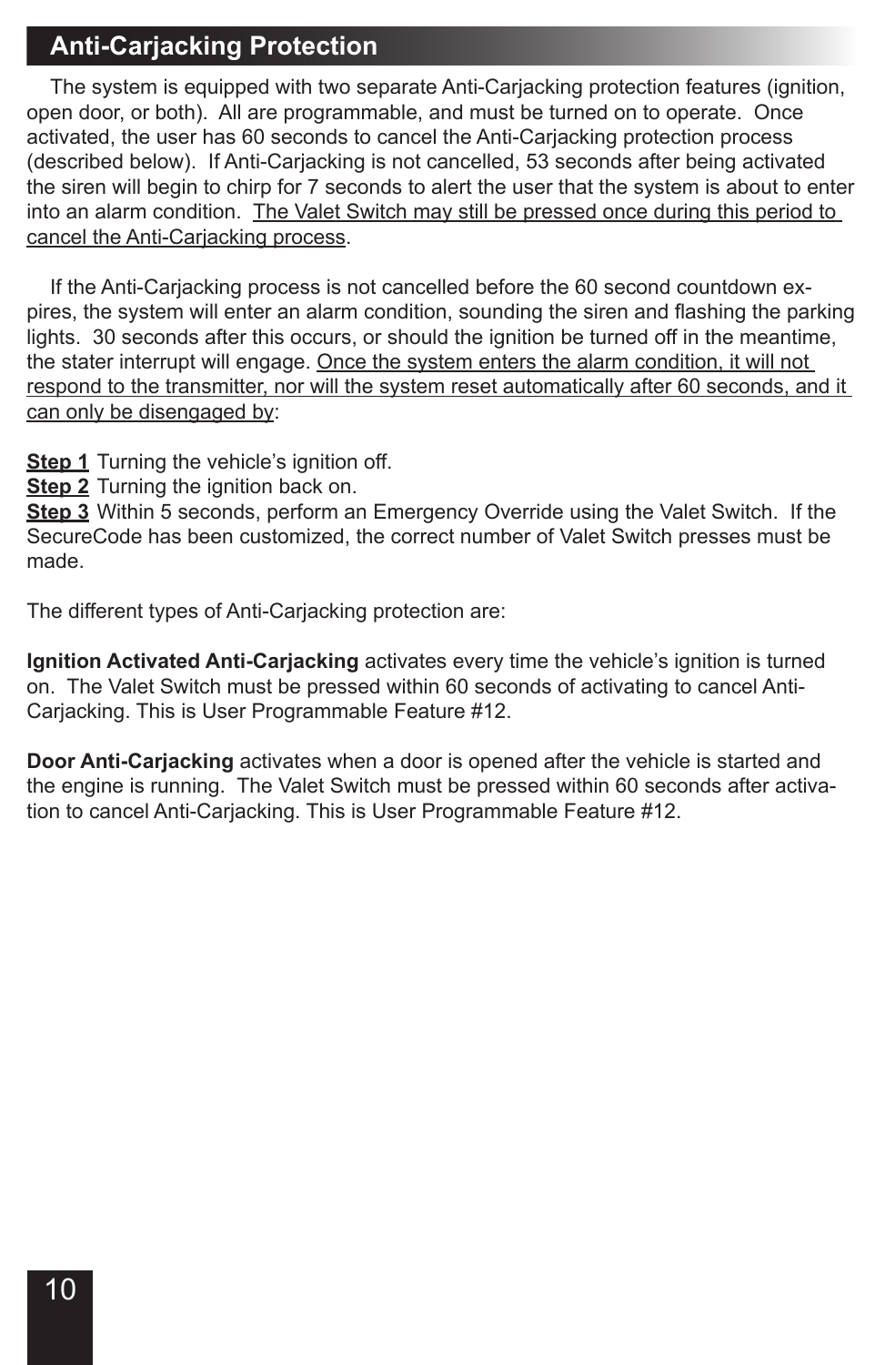## Anti-Carjacking Protection

The system is equipped with two separate Anti-Carjacking protection features (ignition, open door, or both). All are programmable, and must be turned on to operate. Once activated, the user has 60 seconds to cancel the Anti-Carjacking protection process (described below). If Anti-Carjacking is not cancelled, 53 seconds after being activated the siren will begin to chirp for 7 seconds to alert the user that the system is about to enter into an alarm condition. <u>The Valet Switch may still be pressed once during this period to cancel the Anti-Carjacking process</u>.

If the Anti-Carjacking process is not cancelled before the 60 second countdown expires, the system will enter an alarm condition, sounding the siren and flashing the parking lights. 30 seconds after this occurs, or should the ignition be turned off in the meantime, the stater interrupt will engage. <u>Once the system enters the alarm condition, it will not respond to the transmitter, nor will the system reset automatically after 60 seconds, and it can only be disengaged by</u>:

**<u>Step 1</u>** Turning the vehicle's ignition off.
**<u>Step 2</u>** Turning the ignition back on.
**<u>Step 3</u>** Within 5 seconds, perform an Emergency Override using the Valet Switch. If the SecureCode has been customized, the correct number of Valet Switch presses must be made.

The different types of Anti-Carjacking protection are:

**Ignition Activated Anti-Carjacking** activates every time the vehicle's ignition is turned on. The Valet Switch must be pressed within 60 seconds of activating to cancel Anti-Carjacking. This is User Programmable Feature #12.

**Door Anti-Carjacking** activates when a door is opened after the vehicle is started and the engine is running. The Valet Switch must be pressed within 60 seconds after activation to cancel Anti-Carjacking. This is User Programmable Feature #12.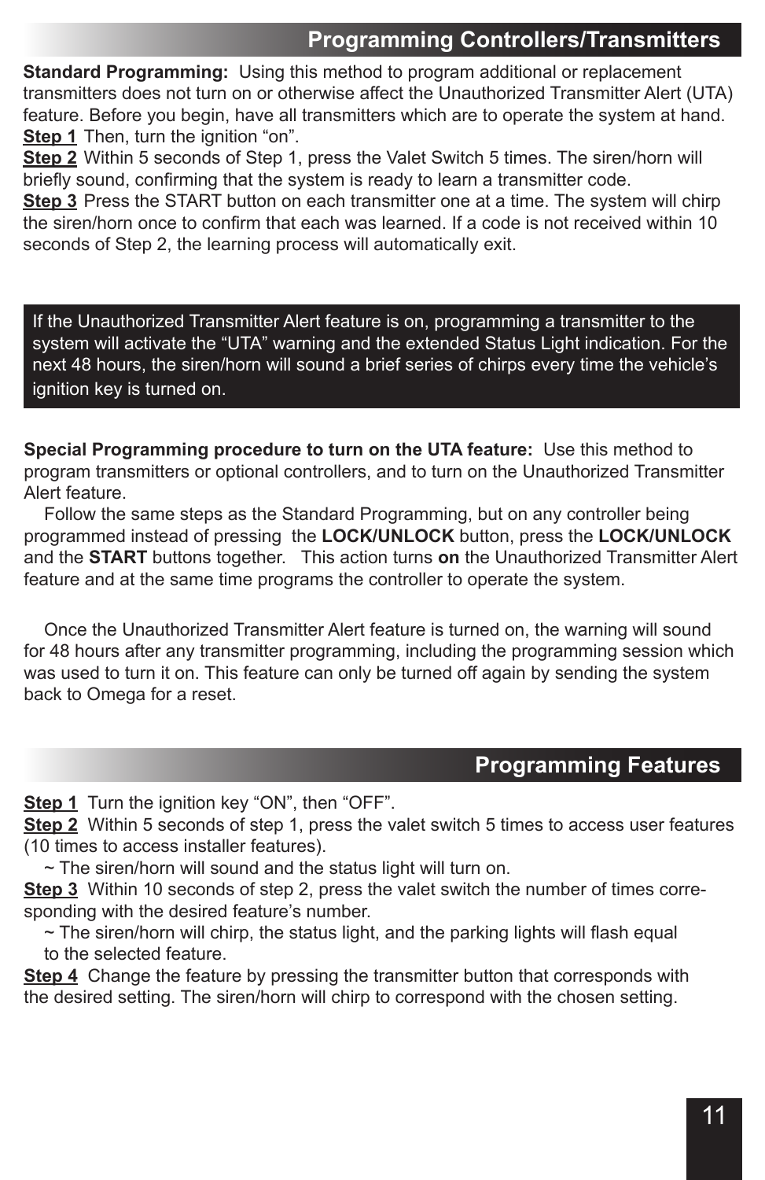## Programming Controllers/Transmitters

**Standard Programming:** Using this method to program additional or replacement transmitters does not turn on or otherwise affect the Unauthorized Transmitter Alert (UTA) feature. Before you begin, have all transmitters which are to operate the system at hand.

**Step 1** Then, turn the ignition "on".

**Step 2** Within 5 seconds of Step 1, press the Valet Switch 5 times. The siren/horn will briefly sound, confirming that the system is ready to learn a transmitter code.

**Step 3** Press the START button on each transmitter one at a time. The system will chirp the siren/horn once to confirm that each was learned. If a code is not received within 10 seconds of Step 2, the learning process will automatically exit.

If the Unauthorized Transmitter Alert feature is on, programming a transmitter to the system will activate the "UTA" warning and the extended Status Light indication. For the next 48 hours, the siren/horn will sound a brief series of chirps every time the vehicle's ignition key is turned on.

**Special Programming procedure to turn on the UTA feature:** Use this method to program transmitters or optional controllers, and to turn on the Unauthorized Transmitter Alert feature.

Follow the same steps as the Standard Programming, but on any controller being programmed instead of pressing the **LOCK/UNLOCK** button, press the **LOCK/UNLOCK** and the **START** buttons together. This action turns **on** the Unauthorized Transmitter Alert feature and at the same time programs the controller to operate the system.

Once the Unauthorized Transmitter Alert feature is turned on, the warning will sound for 48 hours after any transmitter programming, including the programming session which was used to turn it on. This feature can only be turned off again by sending the system back to Omega for a reset.

## Programming Features

**Step 1** Turn the ignition key "ON", then "OFF".

**Step 2** Within 5 seconds of step 1, press the valet switch 5 times to access user features (10 times to access installer features).

~ The siren/horn will sound and the status light will turn on.

**Step 3** Within 10 seconds of step 2, press the valet switch the number of times corresponding with the desired feature's number.

~ The siren/horn will chirp, the status light, and the parking lights will flash equal to the selected feature.

**Step 4** Change the feature by pressing the transmitter button that corresponds with the desired setting. The siren/horn will chirp to correspond with the chosen setting.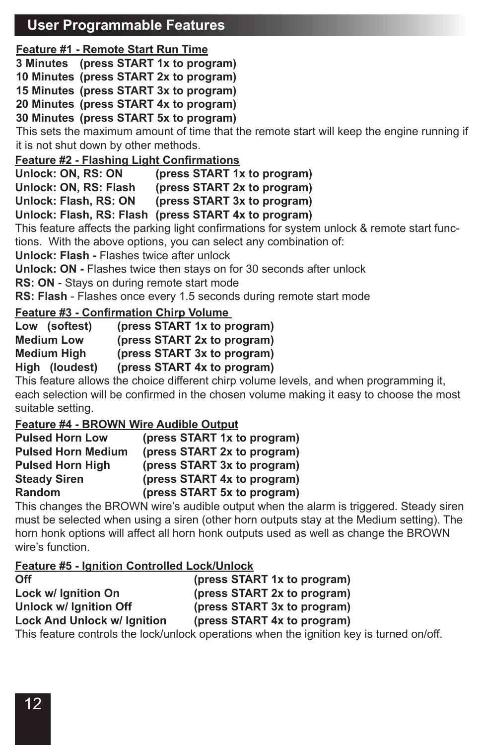## User Programmable Features

**Feature #1 - Remote Start Run Time**

**3 Minutes (press START 1x to program)**
**10 Minutes (press START 2x to program)**
**15 Minutes (press START 3x to program)**
**20 Minutes (press START 4x to program)**
**30 Minutes (press START 5x to program)**

This sets the maximum amount of time that the remote start will keep the engine running if it is not shut down by other methods.

**Feature #2 - Flashing Light Confirmations**

**Unlock: ON, RS: ON (press START 1x to program)**
**Unlock: ON, RS: Flash (press START 2x to program)**
**Unlock: Flash, RS: ON (press START 3x to program)**
**Unlock: Flash, RS: Flash (press START 4x to program)**

This feature affects the parking light confirmations for system unlock & remote start functions. With the above options, you can select any combination of:

**Unlock: Flash -** Flashes twice after unlock
**Unlock: ON -** Flashes twice then stays on for 30 seconds after unlock
**RS: ON** - Stays on during remote start mode
**RS: Flash** - Flashes once every 1.5 seconds during remote start mode

**Feature #3 - Confirmation Chirp Volume**

**Low (softest) (press START 1x to program)**
**Medium Low (press START 2x to program)**
**Medium High (press START 3x to program)**
**High (loudest) (press START 4x to program)**

This feature allows the choice different chirp volume levels, and when programming it, each selection will be confirmed in the chosen volume making it easy to choose the most suitable setting.

**Feature #4 - BROWN Wire Audible Output**

**Pulsed Horn Low (press START 1x to program)**
**Pulsed Horn Medium (press START 2x to program)**
**Pulsed Horn High (press START 3x to program)**
**Steady Siren (press START 4x to program)**
**Random (press START 5x to program)**

This changes the BROWN wire's audible output when the alarm is triggered. Steady siren must be selected when using a siren (other horn outputs stay at the Medium setting). The horn honk options will affect all horn honk outputs used as well as change the BROWN wire's function.

**Feature #5 - Ignition Controlled Lock/Unlock**

**Off (press START 1x to program)**
**Lock w/ Ignition On (press START 2x to program)**
**Unlock w/ Ignition Off (press START 3x to program)**
**Lock And Unlock w/ Ignition (press START 4x to program)**

This feature controls the lock/unlock operations when the ignition key is turned on/off.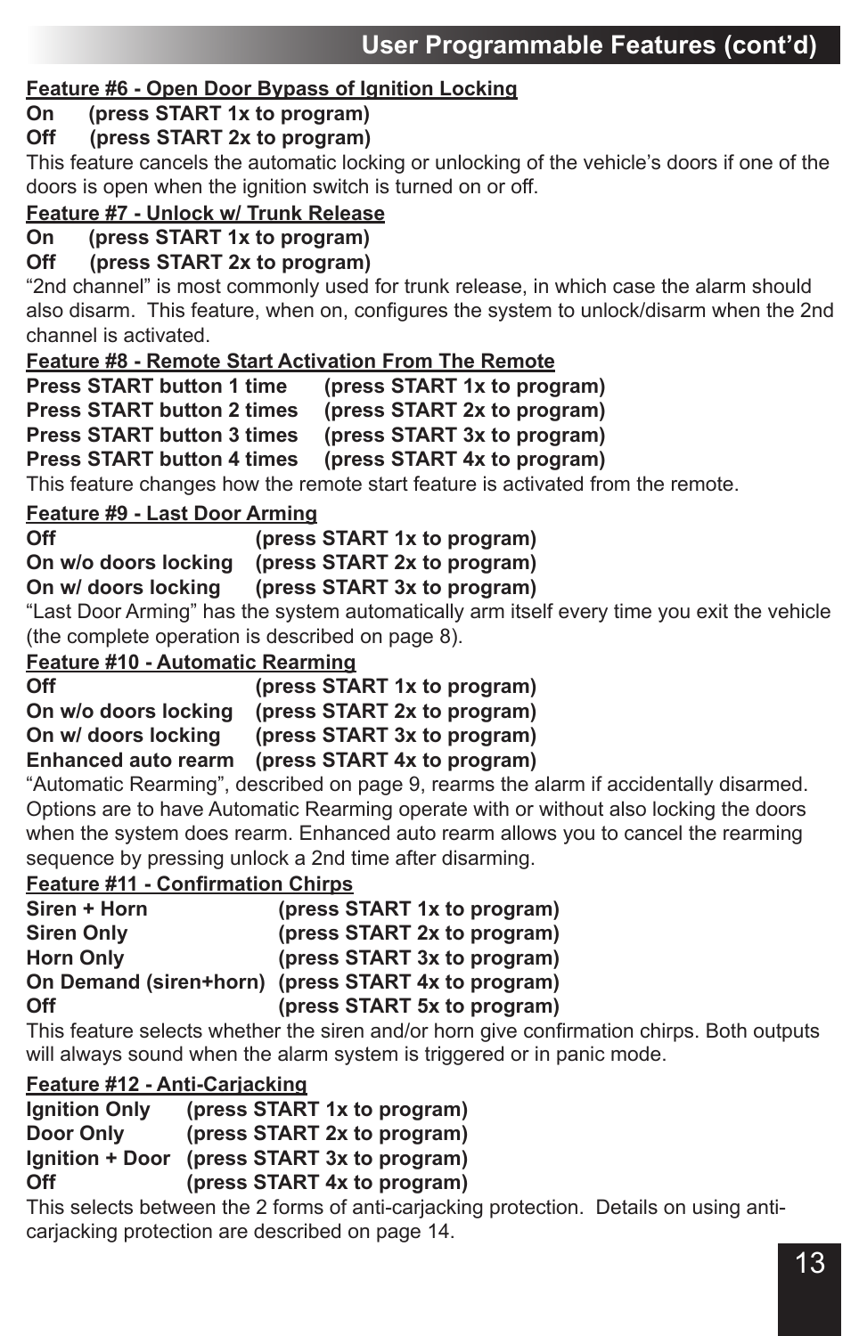## User Programmable Features (cont'd)

**Feature #6 - Open Door Bypass of Ignition Locking**

**On (press START 1x to program)**
**Off (press START 2x to program)**

This feature cancels the automatic locking or unlocking of the vehicle's doors if one of the doors is open when the ignition switch is turned on or off.

**Feature #7 - Unlock w/ Trunk Release**

**On (press START 1x to program)**
**Off (press START 2x to program)**

"2nd channel" is most commonly used for trunk release, in which case the alarm should also disarm. This feature, when on, configures the system to unlock/disarm when the 2nd channel is activated.

**Feature #8 - Remote Start Activation From The Remote**

| | |
|---|---|
| **Press START button 1 time** | **(press START 1x to program)** |
| **Press START button 2 times** | **(press START 2x to program)** |
| **Press START button 3 times** | **(press START 3x to program)** |
| **Press START button 4 times** | **(press START 4x to program)** |

This feature changes how the remote start feature is activated from the remote.

**Feature #9 - Last Door Arming**

| | |
|---|---|
| **Off** | **(press START 1x to program)** |
| **On w/o doors locking** | **(press START 2x to program)** |
| **On w/ doors locking** | **(press START 3x to program)** |

"Last Door Arming" has the system automatically arm itself every time you exit the vehicle (the complete operation is described on page 8).

**Feature #10 - Automatic Rearming**

| | |
|---|---|
| **Off** | **(press START 1x to program)** |
| **On w/o doors locking** | **(press START 2x to program)** |
| **On w/ doors locking** | **(press START 3x to program)** |
| **Enhanced auto rearm** | **(press START 4x to program)** |

"Automatic Rearming", described on page 9, rearms the alarm if accidentally disarmed. Options are to have Automatic Rearming operate with or without also locking the doors when the system does rearm. Enhanced auto rearm allows you to cancel the rearming sequence by pressing unlock a 2nd time after disarming.

**Feature #11 - Confirmation Chirps**

| | |
|---|---|
| **Siren + Horn** | **(press START 1x to program)** |
| **Siren Only** | **(press START 2x to program)** |
| **Horn Only** | **(press START 3x to program)** |
| **On Demand (siren+horn)** | **(press START 4x to program)** |
| **Off** | **(press START 5x to program)** |

This feature selects whether the siren and/or horn give confirmation chirps. Both outputs will always sound when the alarm system is triggered or in panic mode.

**Feature #12 - Anti-Carjacking**

| | |
|---|---|
| **Ignition Only** | **(press START 1x to program)** |
| **Door Only** | **(press START 2x to program)** |
| **Ignition + Door** | **(press START 3x to program)** |
| **Off** | **(press START 4x to program)** |

This selects between the 2 forms of anti-carjacking protection. Details on using anti-carjacking protection are described on page 14.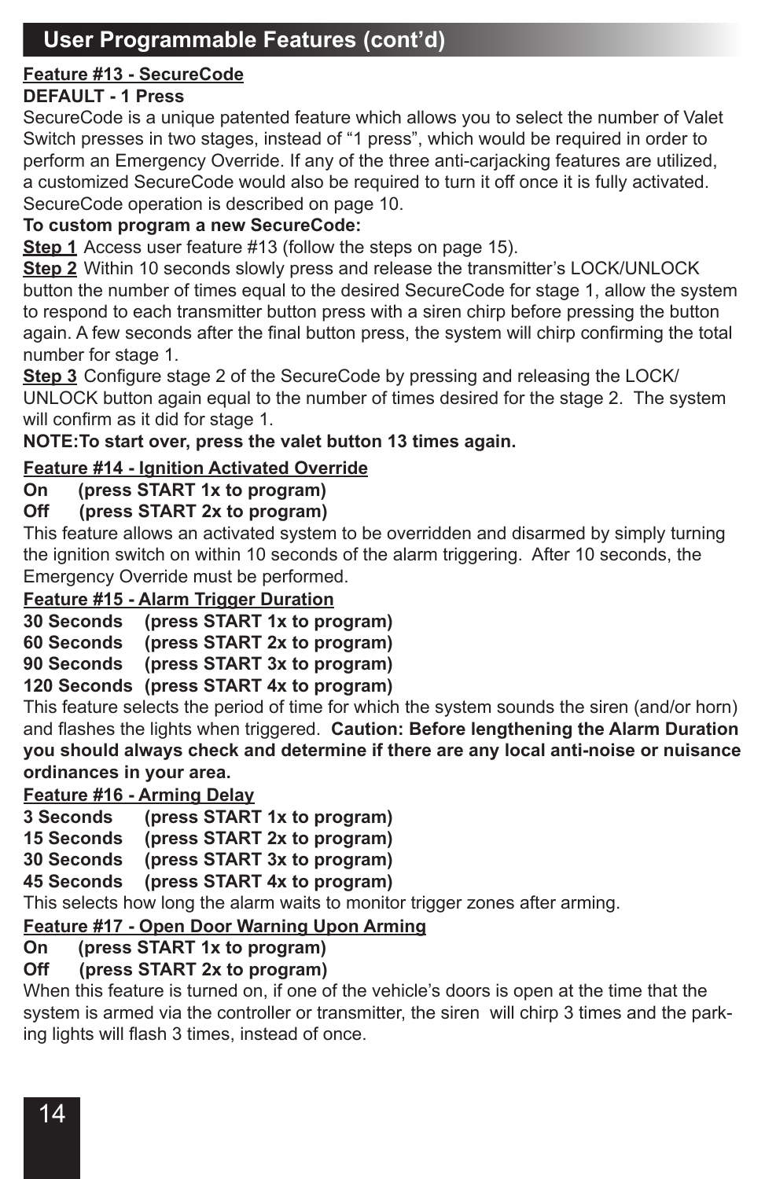## User Programmable Features (cont'd)

**Feature #13 - SecureCode**

**DEFAULT - 1 Press**

SecureCode is a unique patented feature which allows you to select the number of Valet Switch presses in two stages, instead of "1 press", which would be required in order to perform an Emergency Override. If any of the three anti-carjacking features are utilized, a customized SecureCode would also be required to turn it off once it is fully activated. SecureCode operation is described on page 10.

**To custom program a new SecureCode:**

**Step 1** Access user feature #13 (follow the steps on page 15).

**Step 2** Within 10 seconds slowly press and release the transmitter's LOCK/UNLOCK button the number of times equal to the desired SecureCode for stage 1, allow the system to respond to each transmitter button press with a siren chirp before pressing the button again. A few seconds after the final button press, the system will chirp confirming the total number for stage 1.

**Step 3** Configure stage 2 of the SecureCode by pressing and releasing the LOCK/UNLOCK button again equal to the number of times desired for the stage 2. The system will confirm as it did for stage 1.

**NOTE:To start over, press the valet button 13 times again.**

**Feature #14 - Ignition Activated Override**

**On (press START 1x to program)**
**Off (press START 2x to program)**

This feature allows an activated system to be overridden and disarmed by simply turning the ignition switch on within 10 seconds of the alarm triggering. After 10 seconds, the Emergency Override must be performed.

**Feature #15 - Alarm Trigger Duration**

**30 Seconds (press START 1x to program)**
**60 Seconds (press START 2x to program)**
**90 Seconds (press START 3x to program)**
**120 Seconds (press START 4x to program)**

This feature selects the period of time for which the system sounds the siren (and/or horn) and flashes the lights when triggered. **Caution: Before lengthening the Alarm Duration you should always check and determine if there are any local anti-noise or nuisance ordinances in your area.**

**Feature #16 - Arming Delay**

**3 Seconds (press START 1x to program)**
**15 Seconds (press START 2x to program)**
**30 Seconds (press START 3x to program)**
**45 Seconds (press START 4x to program)**

This selects how long the alarm waits to monitor trigger zones after arming.

**Feature #17 - Open Door Warning Upon Arming**

**On (press START 1x to program)**
**Off (press START 2x to program)**

When this feature is turned on, if one of the vehicle's doors is open at the time that the system is armed via the controller or transmitter, the siren will chirp 3 times and the parking lights will flash 3 times, instead of once.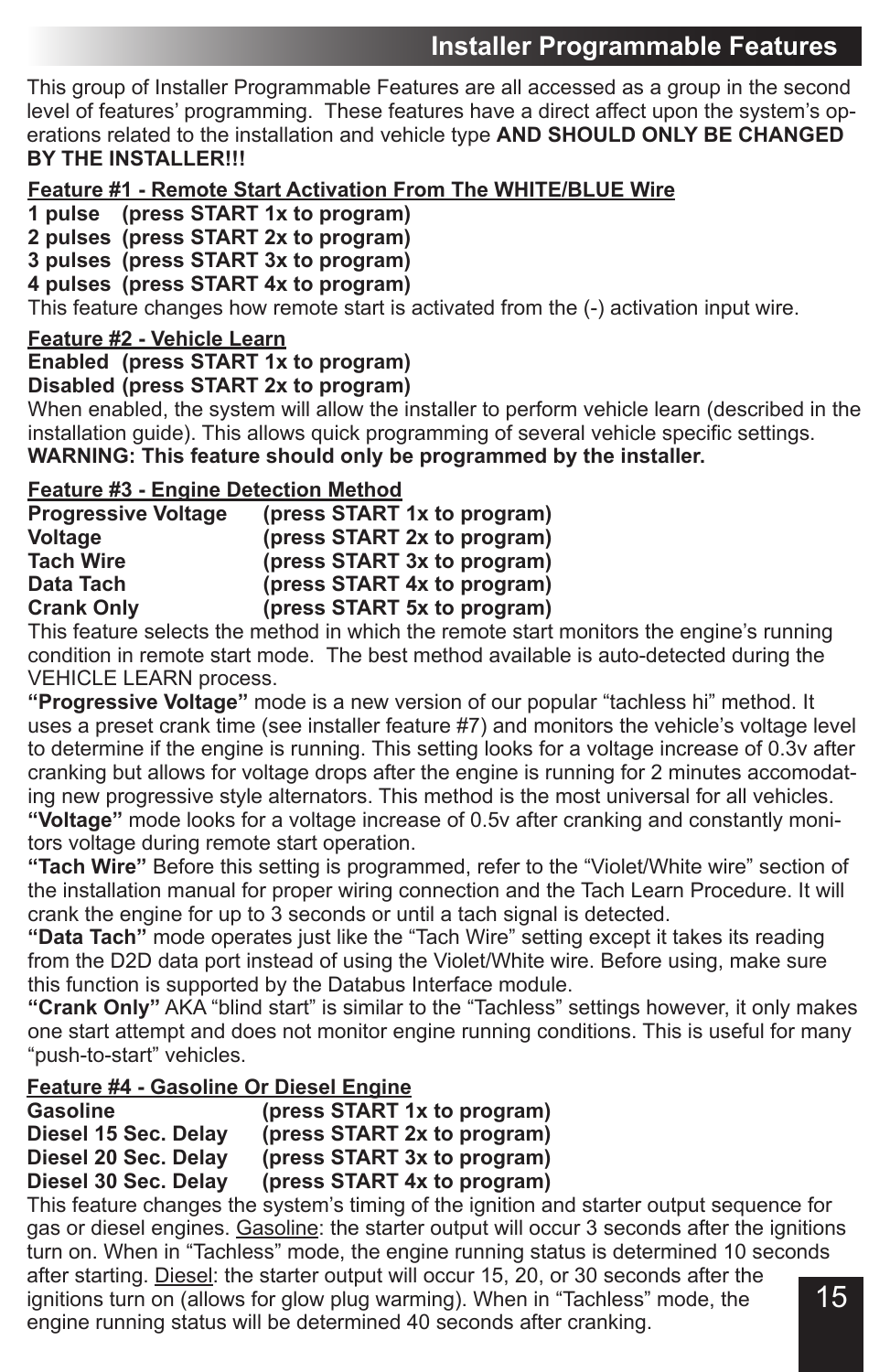## Installer Programmable Features

This group of Installer Programmable Features are all accessed as a group in the second level of features' programming. These features have a direct affect upon the system's operations related to the installation and vehicle type **AND SHOULD ONLY BE CHANGED BY THE INSTALLER!!!**

**Feature #1 - Remote Start Activation From The WHITE/BLUE Wire**

**1 pulse (press START 1x to program)**
**2 pulses (press START 2x to program)**
**3 pulses (press START 3x to program)**
**4 pulses (press START 4x to program)**

This feature changes how remote start is activated from the (-) activation input wire.

**Feature #2 - Vehicle Learn**

**Enabled (press START 1x to program)**
**Disabled (press START 2x to program)**

When enabled, the system will allow the installer to perform vehicle learn (described in the installation guide). This allows quick programming of several vehicle specific settings. **WARNING: This feature should only be programmed by the installer.**

**Feature #3 - Engine Detection Method**

**Progressive Voltage (press START 1x to program)**
**Voltage (press START 2x to program)**
**Tach Wire (press START 3x to program)**
**Data Tach (press START 4x to program)**
**Crank Only (press START 5x to program)**

This feature selects the method in which the remote start monitors the engine's running condition in remote start mode. The best method available is auto-detected during the VEHICLE LEARN process.

**"Progressive Voltage"** mode is a new version of our popular "tachless hi" method. It uses a preset crank time (see installer feature #7) and monitors the vehicle's voltage level to determine if the engine is running. This setting looks for a voltage increase of 0.3v after cranking but allows for voltage drops after the engine is running for 2 minutes accomodating new progressive style alternators. This method is the most universal for all vehicles.

**"Voltage"** mode looks for a voltage increase of 0.5v after cranking and constantly monitors voltage during remote start operation.

**"Tach Wire"** Before this setting is programmed, refer to the "Violet/White wire" section of the installation manual for proper wiring connection and the Tach Learn Procedure. It will crank the engine for up to 3 seconds or until a tach signal is detected.

**"Data Tach"** mode operates just like the "Tach Wire" setting except it takes its reading from the D2D data port instead of using the Violet/White wire. Before using, make sure this function is supported by the Databus Interface module.

**"Crank Only"** AKA "blind start" is similar to the "Tachless" settings however, it only makes one start attempt and does not monitor engine running conditions. This is useful for many "push-to-start" vehicles.

**Feature #4 - Gasoline Or Diesel Engine**

**Gasoline (press START 1x to program)**
**Diesel 15 Sec. Delay (press START 2x to program)**
**Diesel 20 Sec. Delay (press START 3x to program)**
**Diesel 30 Sec. Delay (press START 4x to program)**

This feature changes the system's timing of the ignition and starter output sequence for gas or diesel engines. Gasoline: the starter output will occur 3 seconds after the ignitions turn on. When in "Tachless" mode, the engine running status is determined 10 seconds after starting. Diesel: the starter output will occur 15, 20, or 30 seconds after the ignitions turn on (allows for glow plug warming). When in "Tachless" mode, the engine running status will be determined 40 seconds after cranking.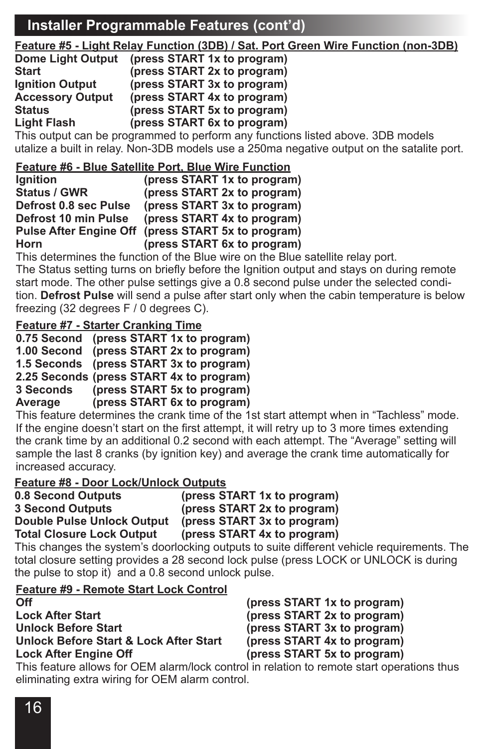## Installer Programmable Features (cont'd)

**Feature #5 - Light Relay Function (3DB) / Sat. Port Green Wire Function (non-3DB)**

| | |
|---|---|
| **Dome Light Output** | **(press START 1x to program)** |
| **Start** | **(press START 2x to program)** |
| **Ignition Output** | **(press START 3x to program)** |
| **Accessory Output** | **(press START 4x to program)** |
| **Status** | **(press START 5x to program)** |
| **Light Flash** | **(press START 6x to program)** |

This output can be programmed to perform any functions listed above. 3DB models utalize a built in relay. Non-3DB models use a 250ma negative output on the satalite port.

**Feature #6 - Blue Satellite Port, Blue Wire Function**

| | |
|---|---|
| **Ignition** | **(press START 1x to program)** |
| **Status / GWR** | **(press START 2x to program)** |
| **Defrost 0.8 sec Pulse** | **(press START 3x to program)** |
| **Defrost 10 min Pulse** | **(press START 4x to program)** |
| **Pulse After Engine Off** | **(press START 5x to program)** |
| **Horn** | **(press START 6x to program)** |

This determines the function of the Blue wire on the Blue satellite relay port.
The Status setting turns on briefly before the Ignition output and stays on during remote start mode. The other pulse settings give a 0.8 second pulse under the selected condition. **Defrost Pulse** will send a pulse after start only when the cabin temperature is below freezing (32 degrees F / 0 degrees C).

**Feature #7 - Starter Cranking Time**

| | |
|---|---|
| **0.75 Second** | **(press START 1x to program)** |
| **1.00 Second** | **(press START 2x to program)** |
| **1.5 Seconds** | **(press START 3x to program)** |
| **2.25 Seconds** | **(press START 4x to program)** |
| **3 Seconds** | **(press START 5x to program)** |
| **Average** | **(press START 6x to program)** |

This feature determines the crank time of the 1st start attempt when in "Tachless" mode. If the engine doesn't start on the first attempt, it will retry up to 3 more times extending the crank time by an additional 0.2 second with each attempt. The "Average" setting will sample the last 8 cranks (by ignition key) and average the crank time automatically for increased accuracy.

**Feature #8 - Door Lock/Unlock Outputs**

| | |
|---|---|
| **0.8 Second Outputs** | **(press START 1x to program)** |
| **3 Second Outputs** | **(press START 2x to program)** |
| **Double Pulse Unlock Output** | **(press START 3x to program)** |
| **Total Closure Lock Output** | **(press START 4x to program)** |

This changes the system's doorlocking outputs to suite different vehicle requirements. The total closure setting provides a 28 second lock pulse (press LOCK or UNLOCK is during the pulse to stop it) and a 0.8 second unlock pulse.

**Feature #9 - Remote Start Lock Control**

| | |
|---|---|
| **Off** | **(press START 1x to program)** |
| **Lock After Start** | **(press START 2x to program)** |
| **Unlock Before Start** | **(press START 3x to program)** |
| **Unlock Before Start & Lock After Start** | **(press START 4x to program)** |
| **Lock After Engine Off** | **(press START 5x to program)** |

This feature allows for OEM alarm/lock control in relation to remote start operations thus eliminating extra wiring for OEM alarm control.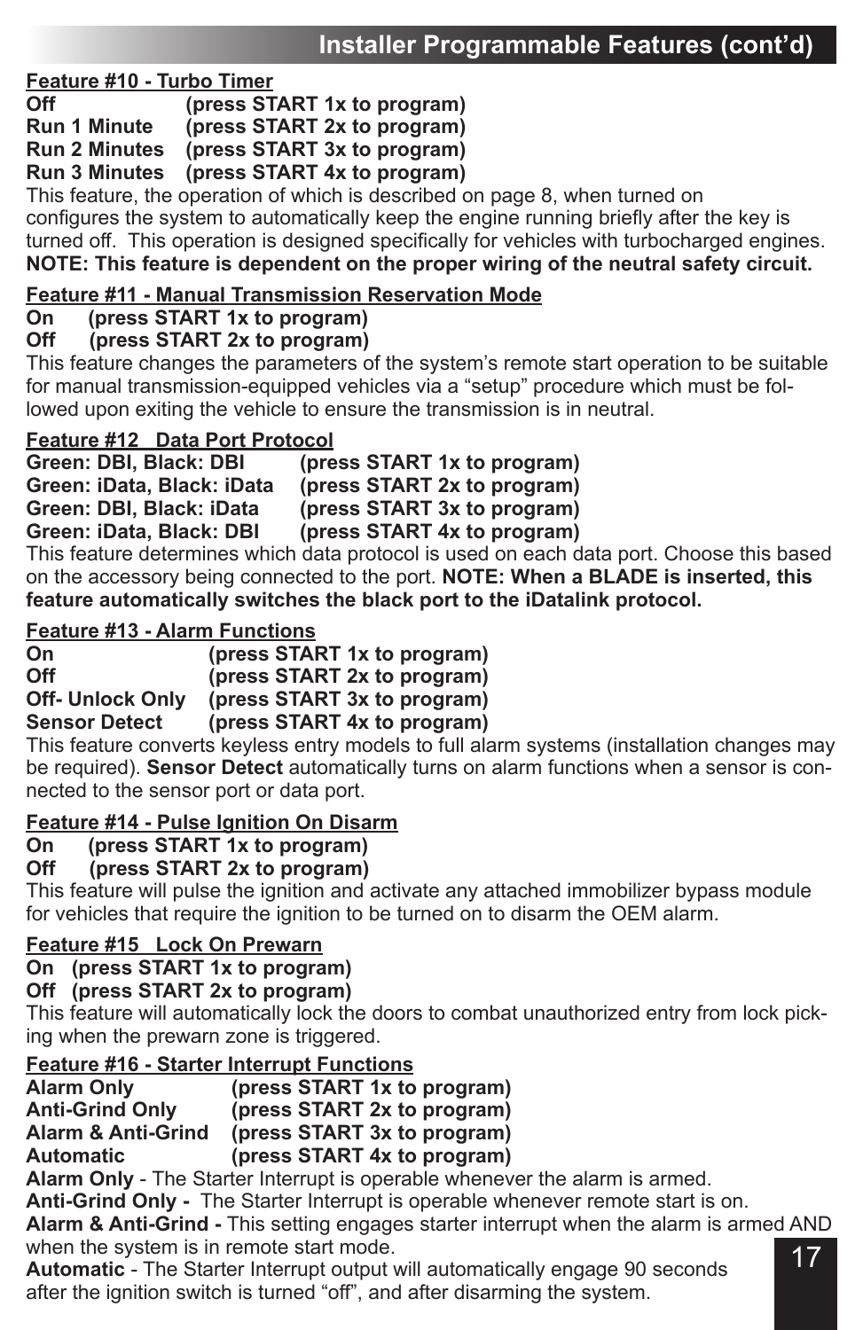## Installer Programmable Features (cont'd)

**Feature #10 - Turbo Timer**

**Off (press START 1x to program)**
**Run 1 Minute (press START 2x to program)**
**Run 2 Minutes (press START 3x to program)**
**Run 3 Minutes (press START 4x to program)**

This feature, the operation of which is described on page 8, when turned on configures the system to automatically keep the engine running briefly after the key is turned off. This operation is designed specifically for vehicles with turbocharged engines. **NOTE: This feature is dependent on the proper wiring of the neutral safety circuit.**

**Feature #11 - Manual Transmission Reservation Mode**

**On (press START 1x to program)**
**Off (press START 2x to program)**

This feature changes the parameters of the system's remote start operation to be suitable for manual transmission-equipped vehicles via a "setup" procedure which must be followed upon exiting the vehicle to ensure the transmission is in neutral.

**Feature #12 Data Port Protocol**

**Green: DBI, Black: DBI (press START 1x to program)**
**Green: iData, Black: iData (press START 2x to program)**
**Green: DBI, Black: iData (press START 3x to program)**
**Green: iData, Black: DBI (press START 4x to program)**

This feature determines which data protocol is used on each data port. Choose this based on the accessory being connected to the port. **NOTE: When a BLADE is inserted, this feature automatically switches the black port to the iDatalink protocol.**

**Feature #13 - Alarm Functions**

**On (press START 1x to program)**
**Off (press START 2x to program)**
**Off- Unlock Only (press START 3x to program)**
**Sensor Detect (press START 4x to program)**

This feature converts keyless entry models to full alarm systems (installation changes may be required). **Sensor Detect** automatically turns on alarm functions when a sensor is connected to the sensor port or data port.

**Feature #14 - Pulse Ignition On Disarm**

**On (press START 1x to program)**
**Off (press START 2x to program)**

This feature will pulse the ignition and activate any attached immobilizer bypass module for vehicles that require the ignition to be turned on to disarm the OEM alarm.

**Feature #15 Lock On Prewarn**

**On (press START 1x to program)**
**Off (press START 2x to program)**

This feature will automatically lock the doors to combat unauthorized entry from lock picking when the prewarn zone is triggered.

**Feature #16 - Starter Interrupt Functions**

**Alarm Only (press START 1x to program)**
**Anti-Grind Only (press START 2x to program)**
**Alarm & Anti-Grind (press START 3x to program)**
**Automatic (press START 4x to program)**

**Alarm Only** - The Starter Interrupt is operable whenever the alarm is armed.
**Anti-Grind Only -** The Starter Interrupt is operable whenever remote start is on.
**Alarm & Anti-Grind -** This setting engages starter interrupt when the alarm is armed AND when the system is in remote start mode.
**Automatic** - The Starter Interrupt output will automatically engage 90 seconds after the ignition switch is turned "off", and after disarming the system.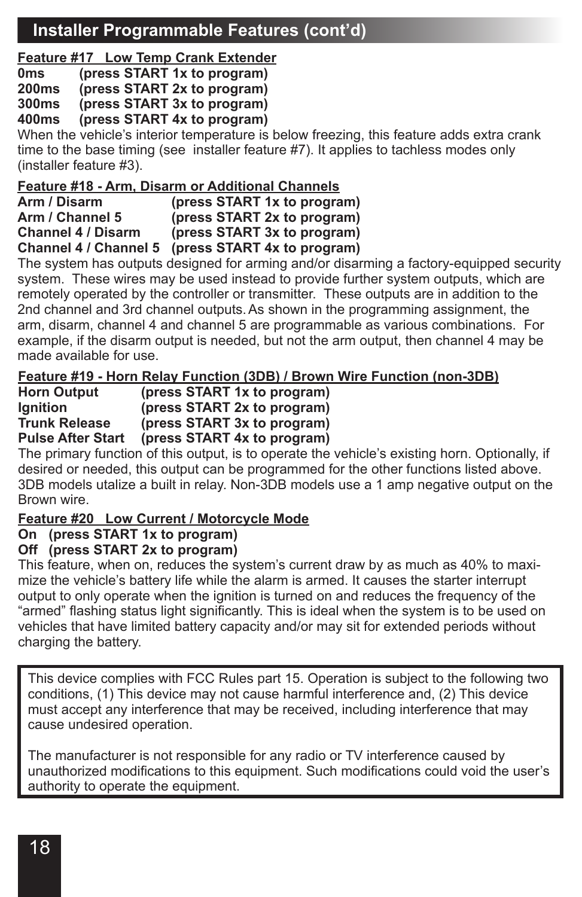## Installer Programmable Features (cont'd)

**Feature #17 Low Temp Crank Extender**

**0ms (press START 1x to program)**
**200ms (press START 2x to program)**
**300ms (press START 3x to program)**
**400ms (press START 4x to program)**

When the vehicle's interior temperature is below freezing, this feature adds extra crank time to the base timing (see installer feature #7). It applies to tachless modes only (installer feature #3).

**Feature #18 - Arm, Disarm or Additional Channels**

**Arm / Disarm (press START 1x to program)**
**Arm / Channel 5 (press START 2x to program)**
**Channel 4 / Disarm (press START 3x to program)**
**Channel 4 / Channel 5 (press START 4x to program)**

The system has outputs designed for arming and/or disarming a factory-equipped security system. These wires may be used instead to provide further system outputs, which are remotely operated by the controller or transmitter. These outputs are in addition to the 2nd channel and 3rd channel outputs. As shown in the programming assignment, the arm, disarm, channel 4 and channel 5 are programmable as various combinations. For example, if the disarm output is needed, but not the arm output, then channel 4 may be made available for use.

**Feature #19 - Horn Relay Function (3DB) / Brown Wire Function (non-3DB)**

**Horn Output (press START 1x to program)**
**Ignition (press START 2x to program)**
**Trunk Release (press START 3x to program)**
**Pulse After Start (press START 4x to program)**

The primary function of this output, is to operate the vehicle's existing horn. Optionally, if desired or needed, this output can be programmed for the other functions listed above. 3DB models utalize a built in relay. Non-3DB models use a 1 amp negative output on the Brown wire.

**Feature #20 Low Current / Motorcycle Mode**

**On (press START 1x to program)**
**Off (press START 2x to program)**

This feature, when on, reduces the system's current draw by as much as 40% to maximize the vehicle's battery life while the alarm is armed. It causes the starter interrupt output to only operate when the ignition is turned on and reduces the frequency of the "armed" flashing status light significantly. This is ideal when the system is to be used on vehicles that have limited battery capacity and/or may sit for extended periods without charging the battery.

This device complies with FCC Rules part 15. Operation is subject to the following two conditions, (1) This device may not cause harmful interference and, (2) This device must accept any interference that may be received, including interference that may cause undesired operation.

The manufacturer is not responsible for any radio or TV interference caused by unauthorized modifications to this equipment. Such modifications could void the user's authority to operate the equipment.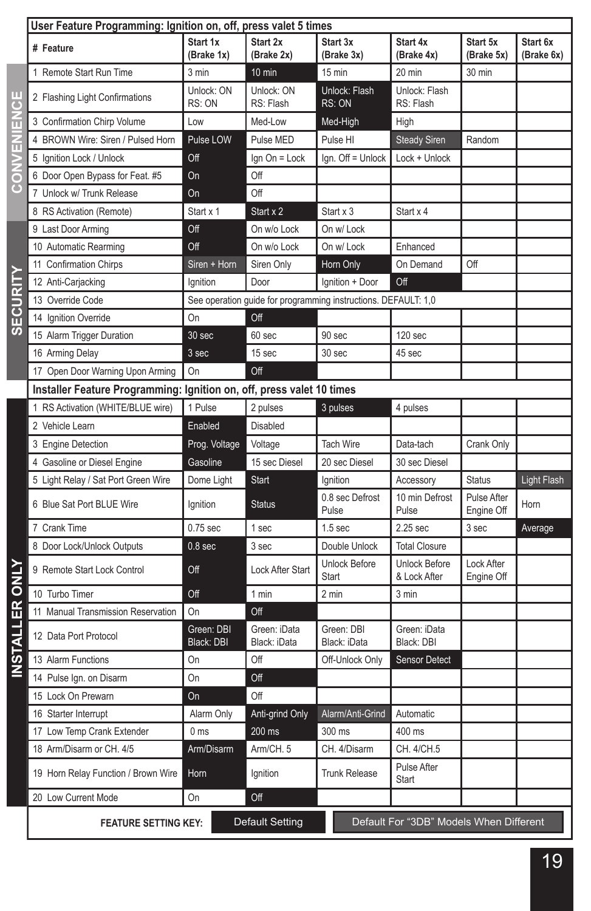## User Feature Programming: Ignition on, off, press valet 5 times

| # Feature | Start 1x (Brake 1x) | Start 2x (Brake 2x) | Start 3x (Brake 3x) | Start 4x (Brake 4x) | Start 5x (Brake 5x) | Start 6x (Brake 6x) |
|---|---|---|---|---|---|---|
| **CONVENIENCE** | | | | | | |
| 1 Remote Start Run Time | 3 min | 10 min | 15 min | 20 min | 30 min | |
| 2 Flashing Light Confirmations | Unlock: ON RS: ON | Unlock: ON RS: Flash | Unlock: Flash RS: ON | Unlock: Flash RS: Flash | | |
| 3 Confirmation Chirp Volume | Low | Med-Low | Med-High | High | | |
| 4 BROWN Wire: Siren / Pulsed Horn | Pulse LOW | Pulse MED | Pulse HI | Steady Siren | Random | |
| 5 Ignition Lock / Unlock | Off | Ign On = Lock | Ign. Off = Unlock | Lock + Unlock | | |
| 6 Door Open Bypass for Feat. #5 | On | Off | | | | |
| 7 Unlock w/ Trunk Release | On | Off | | | | |
| 8 RS Activation (Remote) | Start x 1 | Start x 2 | Start x 3 | Start x 4 | | |
| **SECURITY** | | | | | | |
| 9 Last Door Arming | Off | On w/o Lock | On w/ Lock | | | |
| 10 Automatic Rearming | Off | On w/o Lock | On w/ Lock | Enhanced | | |
| 11 Confirmation Chirps | Siren + Horn | Siren Only | Horn Only | On Demand | Off | |
| 12 Anti-Carjacking | Ignition | Door | Ignition + Door | Off | | |
| 13 Override Code | See operation guide for programming instructions. DEFAULT: 1,0 | | | | | |
| 14 Ignition Override | On | Off | | | | |
| 15 Alarm Trigger Duration | 30 sec | 60 sec | 90 sec | 120 sec | | |
| 16 Arming Delay | 3 sec | 15 sec | 30 sec | 45 sec | | |
| 17 Open Door Warning Upon Arming | On | Off | | | | |

## Installer Feature Programming: Ignition on, off, press valet 10 times

| # Feature (INSTALLER ONLY) | Start 1x (Brake 1x) | Start 2x (Brake 2x) | Start 3x (Brake 3x) | Start 4x (Brake 4x) | Start 5x (Brake 5x) | Start 6x (Brake 6x) |
|---|---|---|---|---|---|---|
| 1 RS Activation (WHITE/BLUE wire) | 1 Pulse | 2 pulses | 3 pulses | 4 pulses | | |
| 2 Vehicle Learn | Enabled | Disabled | | | | |
| 3 Engine Detection | Prog. Voltage | Voltage | Tach Wire | Data-tach | Crank Only | |
| 4 Gasoline or Diesel Engine | Gasoline | 15 sec Diesel | 20 sec Diesel | 30 sec Diesel | | |
| 5 Light Relay / Sat Port Green Wire | Dome Light | Start | Ignition | Accessory | Status | Light Flash |
| 6 Blue Sat Port BLUE Wire | Ignition | Status | 0.8 sec Defrost Pulse | 10 min Defrost Pulse | Pulse After Engine Off | Horn |
| 7 Crank Time | 0.75 sec | 1 sec | 1.5 sec | 2.25 sec | 3 sec | Average |
| 8 Door Lock/Unlock Outputs | 0.8 sec | 3 sec | Double Unlock | Total Closure | | |
| 9 Remote Start Lock Control | Off | Lock After Start | Unlock Before Start | Unlock Before & Lock After | Lock After Engine Off | |
| 10 Turbo Timer | Off | 1 min | 2 min | 3 min | | |
| 11 Manual Transmission Reservation | On | Off | | | | |
| 12 Data Port Protocol | Green: DBI Black: DBI | Green: iData Black: iData | Green: DBI Black: iData | Green: iData Black: DBI | | |
| 13 Alarm Functions | On | Off | Off-Unlock Only | Sensor Detect | | |
| 14 Pulse Ign. on Disarm | On | Off | | | | |
| 15 Lock On Prewarn | On | Off | | | | |
| 16 Starter Interrupt | Alarm Only | Anti-grind Only | Alarm/Anti-Grind | Automatic | | |
| 17 Low Temp Crank Extender | 0 ms | 200 ms | 300 ms | 400 ms | | |
| 18 Arm/Disarm or CH. 4/5 | Arm/Disarm | Arm/CH. 5 | CH. 4/Disarm | CH. 4/CH.5 | | |
| 19 Horn Relay Function / Brown Wire | Horn | Ignition | Trunk Release | Pulse After Start | | |
| 20 Low Current Mode | On | Off | | | | |

**FEATURE SETTING KEY:** Default Setting | Default For "3DB" Models When Different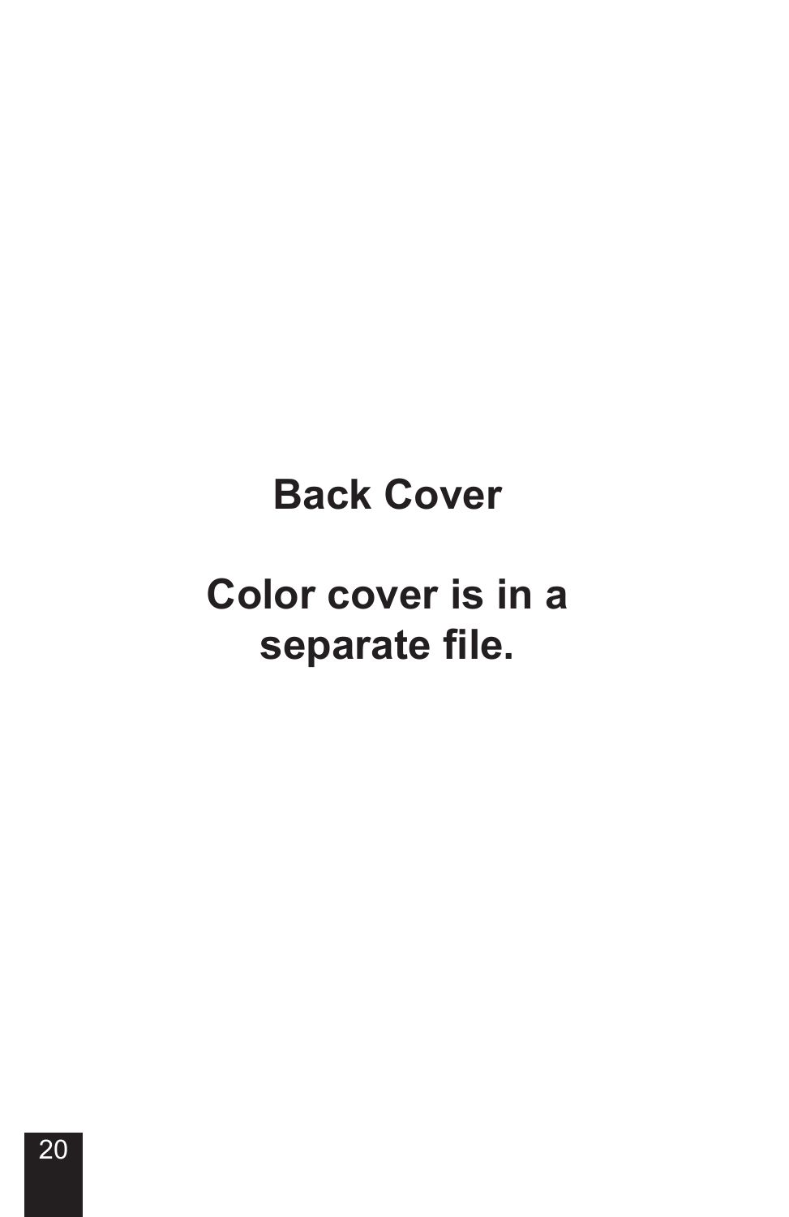**Back Cover**

**Color cover is in a separate file.**